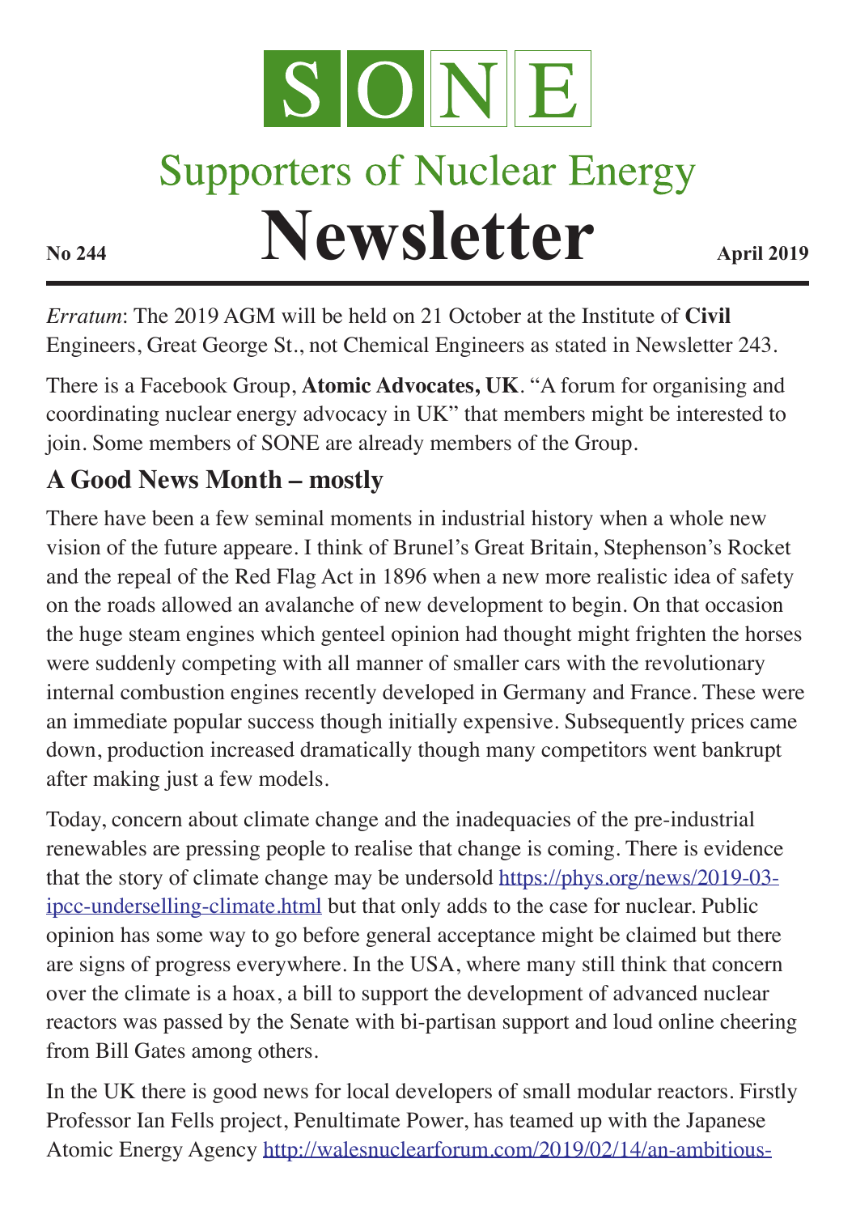# SONE

## Supporters of Nuclear Energy

# Newsletter

**No 244** **April 2019**

*Erratum*: The 2019 AGM will be held on 21 October at the Institute of **Civil** Engineers, Great George St., not Chemical Engineers as stated in Newsletter 243.

There is a Facebook Group, **Atomic Advocates, UK**. "A forum for organising and coordinating nuclear energy advocacy in UK" that members might be interested to join. Some members of SONE are already members of the Group.

## A Good News Month – mostly

There have been a few seminal moments in industrial history when a whole new vision of the future appeare. I think of Brunel's Great Britain, Stephenson's Rocket and the repeal of the Red Flag Act in 1896 when a new more realistic idea of safety on the roads allowed an avalanche of new development to begin. On that occasion the huge steam engines which genteel opinion had thought might frighten the horses were suddenly competing with all manner of smaller cars with the revolutionary internal combustion engines recently developed in Germany and France. These were an immediate popular success though initially expensive. Subsequently prices came down, production increased dramatically though many competitors went bankrupt after making just a few models.

Today, concern about climate change and the inadequacies of the pre-industrial renewables are pressing people to realise that change is coming. There is evidence that the story of climate change may be undersold https://phys.org/news/2019-03-ipcc-underselling-climate.html but that only adds to the case for nuclear. Public opinion has some way to go before general acceptance might be claimed but there are signs of progress everywhere. In the USA, where many still think that concern over the climate is a hoax, a bill to support the development of advanced nuclear reactors was passed by the Senate with bi-partisan support and loud online cheering from Bill Gates among others.

In the UK there is good news for local developers of small modular reactors. Firstly Professor Ian Fells project, Penultimate Power, has teamed up with the Japanese Atomic Energy Agency http://walesnuclearforum.com/2019/02/14/an-ambitious-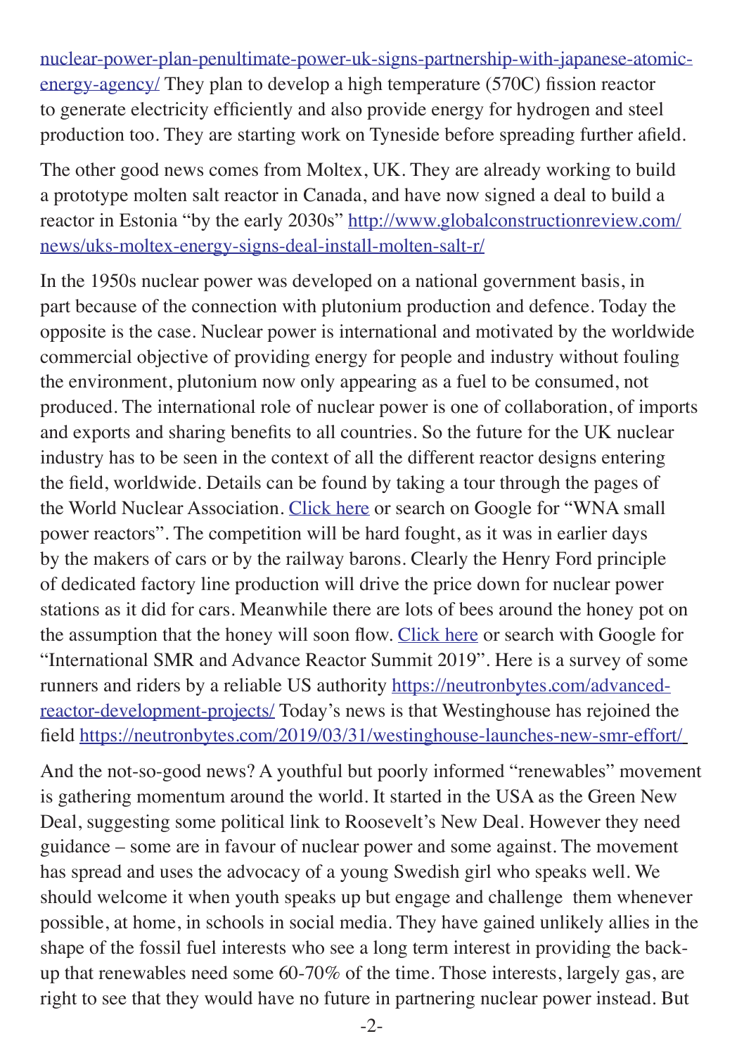[nuclear-power-plan-penultimate-power-uk-signs-partnership-with-japanese-atomic-energy-agency/](nuclear-power-plan-penultimate-power-uk-signs-partnership-with-japanese-atomic-energy-agency/) They plan to develop a high temperature (570C) fission reactor to generate electricity efficiently and also provide energy for hydrogen and steel production too. They are starting work on Tyneside before spreading further afield.

The other good news comes from Moltex, UK. They are already working to build a prototype molten salt reactor in Canada, and have now signed a deal to build a reactor in Estonia "by the early 2030s" [http://www.globalconstructionreview.com/news/uks-moltex-energy-signs-deal-install-molten-salt-r/](http://www.globalconstructionreview.com/news/uks-moltex-energy-signs-deal-install-molten-salt-r/)

In the 1950s nuclear power was developed on a national government basis, in part because of the connection with plutonium production and defence. Today the opposite is the case. Nuclear power is international and motivated by the worldwide commercial objective of providing energy for people and industry without fouling the environment, plutonium now only appearing as a fuel to be consumed, not produced. The international role of nuclear power is one of collaboration, of imports and exports and sharing benefits to all countries. So the future for the UK nuclear industry has to be seen in the context of all the different reactor designs entering the field, worldwide. Details can be found by taking a tour through the pages of the World Nuclear Association. Click here or search on Google for "WNA small power reactors". The competition will be hard fought, as it was in earlier days by the makers of cars or by the railway barons. Clearly the Henry Ford principle of dedicated factory line production will drive the price down for nuclear power stations as it did for cars. Meanwhile there are lots of bees around the honey pot on the assumption that the honey will soon flow. Click here or search with Google for "International SMR and Advance Reactor Summit 2019". Here is a survey of some runners and riders by a reliable US authority [https://neutronbytes.com/advanced-reactor-development-projects/](https://neutronbytes.com/advanced-reactor-development-projects/) Today's news is that Westinghouse has rejoined the field [https://neutronbytes.com/2019/03/31/westinghouse-launches-new-smr-effort/](https://neutronbytes.com/2019/03/31/westinghouse-launches-new-smr-effort/)

And the not-so-good news? A youthful but poorly informed "renewables" movement is gathering momentum around the world. It started in the USA as the Green New Deal, suggesting some political link to Roosevelt's New Deal. However they need guidance – some are in favour of nuclear power and some against. The movement has spread and uses the advocacy of a young Swedish girl who speaks well. We should welcome it when youth speaks up but engage and challenge them whenever possible, at home, in schools in social media. They have gained unlikely allies in the shape of the fossil fuel interests who see a long term interest in providing the back-up that renewables need some 60-70% of the time. Those interests, largely gas, are right to see that they would have no future in partnering nuclear power instead. But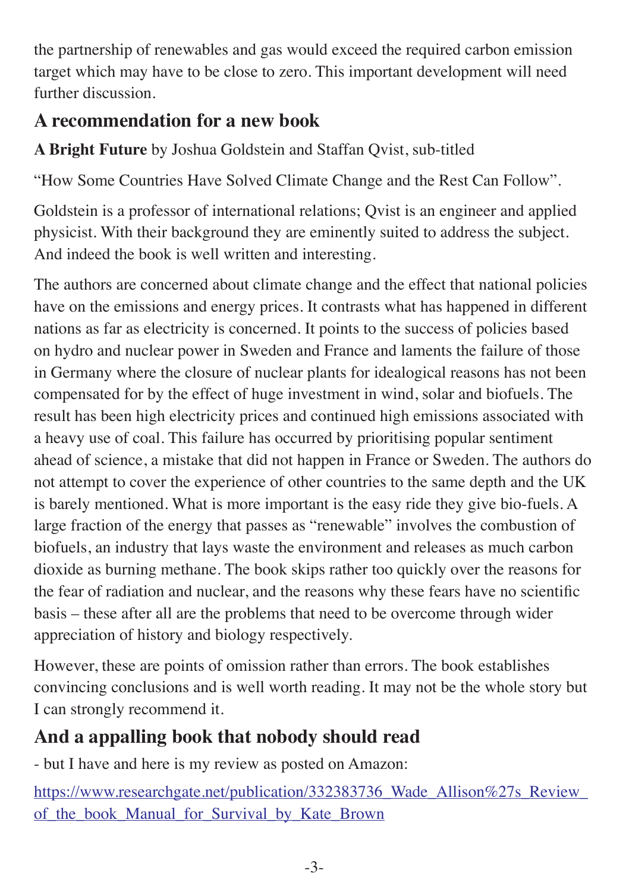the partnership of renewables and gas would exceed the required carbon emission target which may have to be close to zero. This important development will need further discussion.

## A recommendation for a new book

**A Bright Future** by Joshua Goldstein and Staffan Qvist, sub-titled

“How Some Countries Have Solved Climate Change and the Rest Can Follow”.

Goldstein is a professor of international relations; Qvist is an engineer and applied physicist. With their background they are eminently suited to address the subject. And indeed the book is well written and interesting.

The authors are concerned about climate change and the effect that national policies have on the emissions and energy prices. It contrasts what has happened in different nations as far as electricity is concerned. It points to the success of policies based on hydro and nuclear power in Sweden and France and laments the failure of those in Germany where the closure of nuclear plants for idealogical reasons has not been compensated for by the effect of huge investment in wind, solar and biofuels. The result has been high electricity prices and continued high emissions associated with a heavy use of coal. This failure has occurred by prioritising popular sentiment ahead of science, a mistake that did not happen in France or Sweden. The authors do not attempt to cover the experience of other countries to the same depth and the UK is barely mentioned. What is more important is the easy ride they give bio-fuels. A large fraction of the energy that passes as “renewable” involves the combustion of biofuels, an industry that lays waste the environment and releases as much carbon dioxide as burning methane. The book skips rather too quickly over the reasons for the fear of radiation and nuclear, and the reasons why these fears have no scientific basis – these after all are the problems that need to be overcome through wider appreciation of history and biology respectively.

However, these are points of omission rather than errors. The book establishes convincing conclusions and is well worth reading. It may not be the whole story but I can strongly recommend it.

## And a appalling book that nobody should read

- but I have and here is my review as posted on Amazon:

https://www.researchgate.net/publication/332383736_Wade_Allison%27s_Review_of_the_book_Manual_for_Survival_by_Kate_Brown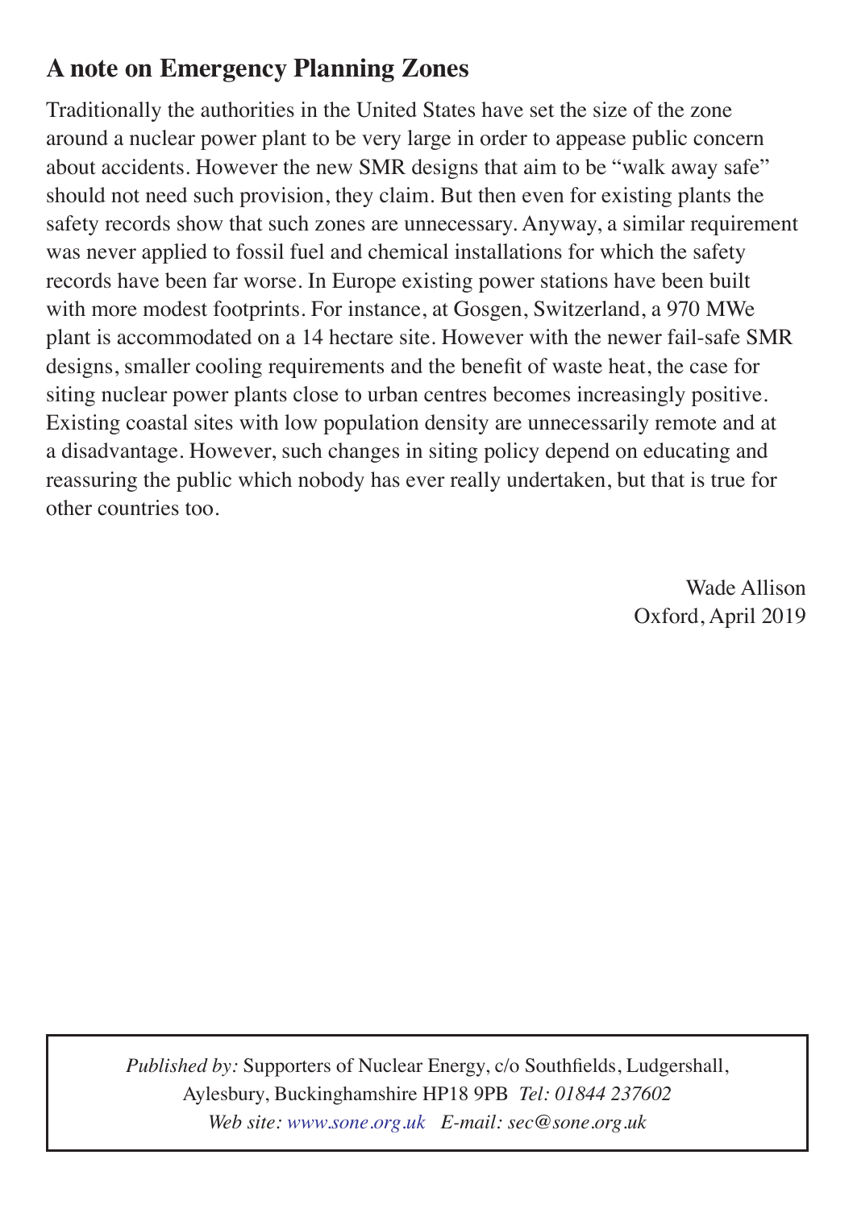## A note on Emergency Planning Zones

Traditionally the authorities in the United States have set the size of the zone around a nuclear power plant to be very large in order to appease public concern about accidents. However the new SMR designs that aim to be "walk away safe" should not need such provision, they claim. But then even for existing plants the safety records show that such zones are unnecessary. Anyway, a similar requirement was never applied to fossil fuel and chemical installations for which the safety records have been far worse. In Europe existing power stations have been built with more modest footprints. For instance, at Gosgen, Switzerland, a 970 MWe plant is accommodated on a 14 hectare site. However with the newer fail-safe SMR designs, smaller cooling requirements and the benefit of waste heat, the case for siting nuclear power plants close to urban centres becomes increasingly positive. Existing coastal sites with low population density are unnecessarily remote and at a disadvantage. However, such changes in siting policy depend on educating and reassuring the public which nobody has ever really undertaken, but that is true for other countries too.

Wade Allison
Oxford, April 2019

*Published by:* Supporters of Nuclear Energy, c/o Southfields, Ludgershall, Aylesbury, Buckinghamshire HP18 9PB *Tel: 01844 237602*
*Web site: www.sone.org.uk E-mail: sec@sone.org.uk*